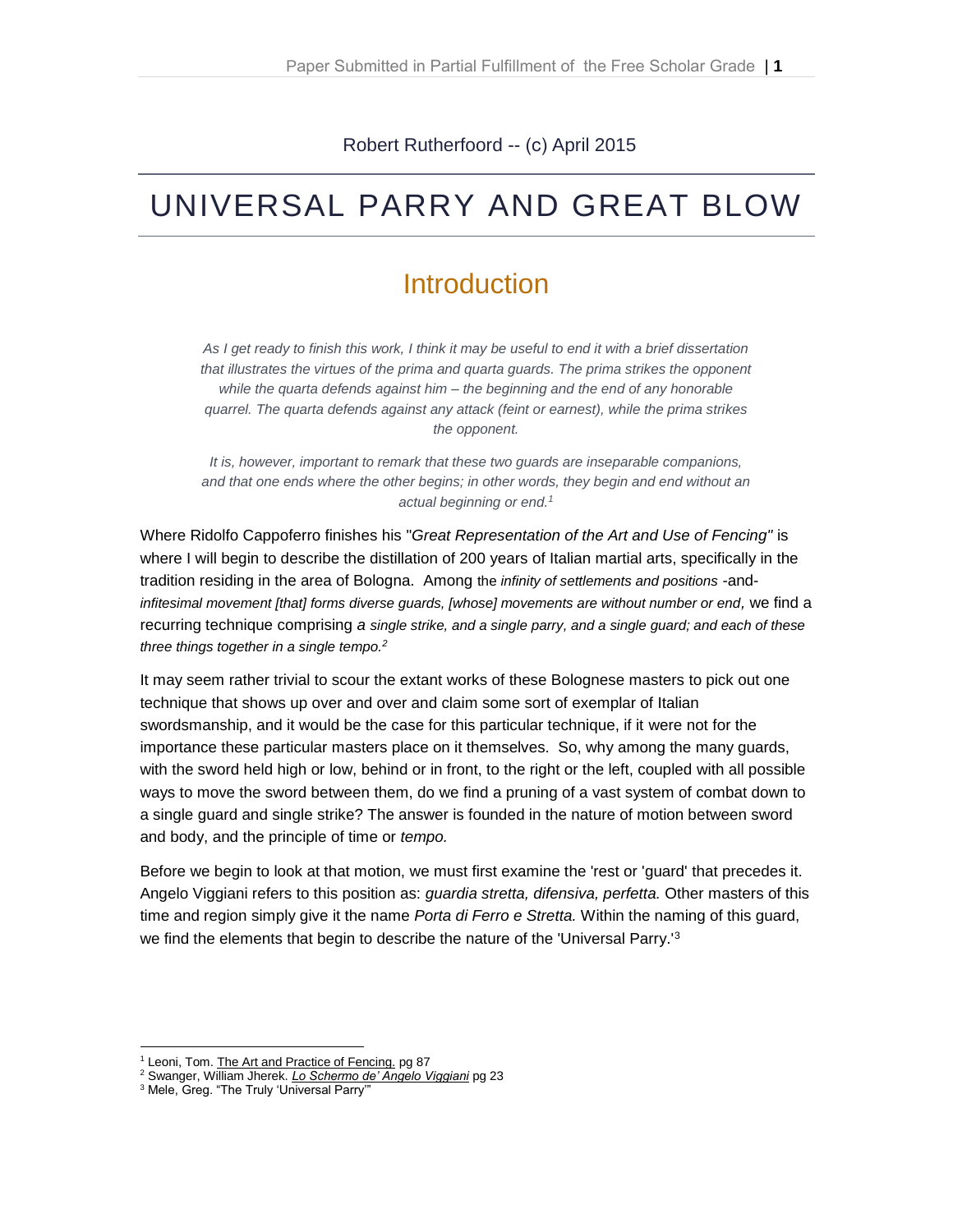Robert Rutherfoord -- (c) April 2015

# UNIVERSAL PARRY AND GREAT BLOW

## Introduction

> *As I get ready to finish this work, I think it may be useful to end it with a brief dissertation that illustrates the virtues of the prima and quarta guards. The prima strikes the opponent while the quarta defends against him – the beginning and the end of any honorable quarrel. The quarta defends against any attack (feint or earnest), while the prima strikes the opponent.*
>
> *It is, however, important to remark that these two guards are inseparable companions, and that one ends where the other begins; in other words, they begin and end without an actual beginning or end.*[1]

Where Ridolfo Cappoferro finishes his "*Great Representation of the Art and Use of Fencing"* is where I will begin to describe the distillation of 200 years of Italian martial arts, specifically in the tradition residing in the area of Bologna. Among the *infinity of settlements and positions* -and- *infitesimal movement [that] forms diverse guards, [whose] movements are without number or end,* we find a recurring technique comprising *a single strike, and a single parry, and a single guard; and each of these three things together in a single tempo.*[2]

It may seem rather trivial to scour the extant works of these Bolognese masters to pick out one technique that shows up over and over and claim some sort of exemplar of Italian swordsmanship, and it would be the case for this particular technique, if it were not for the importance these particular masters place on it themselves. So, why among the many guards, with the sword held high or low, behind or in front, to the right or the left, coupled with all possible ways to move the sword between them, do we find a pruning of a vast system of combat down to a single guard and single strike? The answer is founded in the nature of motion between sword and body, and the principle of time or *tempo.*

Before we begin to look at that motion, we must first examine the 'rest or 'guard' that precedes it. Angelo Viggiani refers to this position as: *guardia stretta, difensiva, perfetta.* Other masters of this time and region simply give it the name *Porta di Ferro e Stretta.* Within the naming of this guard, we find the elements that begin to describe the nature of the 'Universal Parry.'[3]

---

[1] Leoni, Tom. The Art and Practice of Fencing. pg 87

[2] Swanger, William Jherek. *Lo Schermo de' Angelo Viggiani* pg 23

[3] Mele, Greg. "The Truly 'Universal Parry'"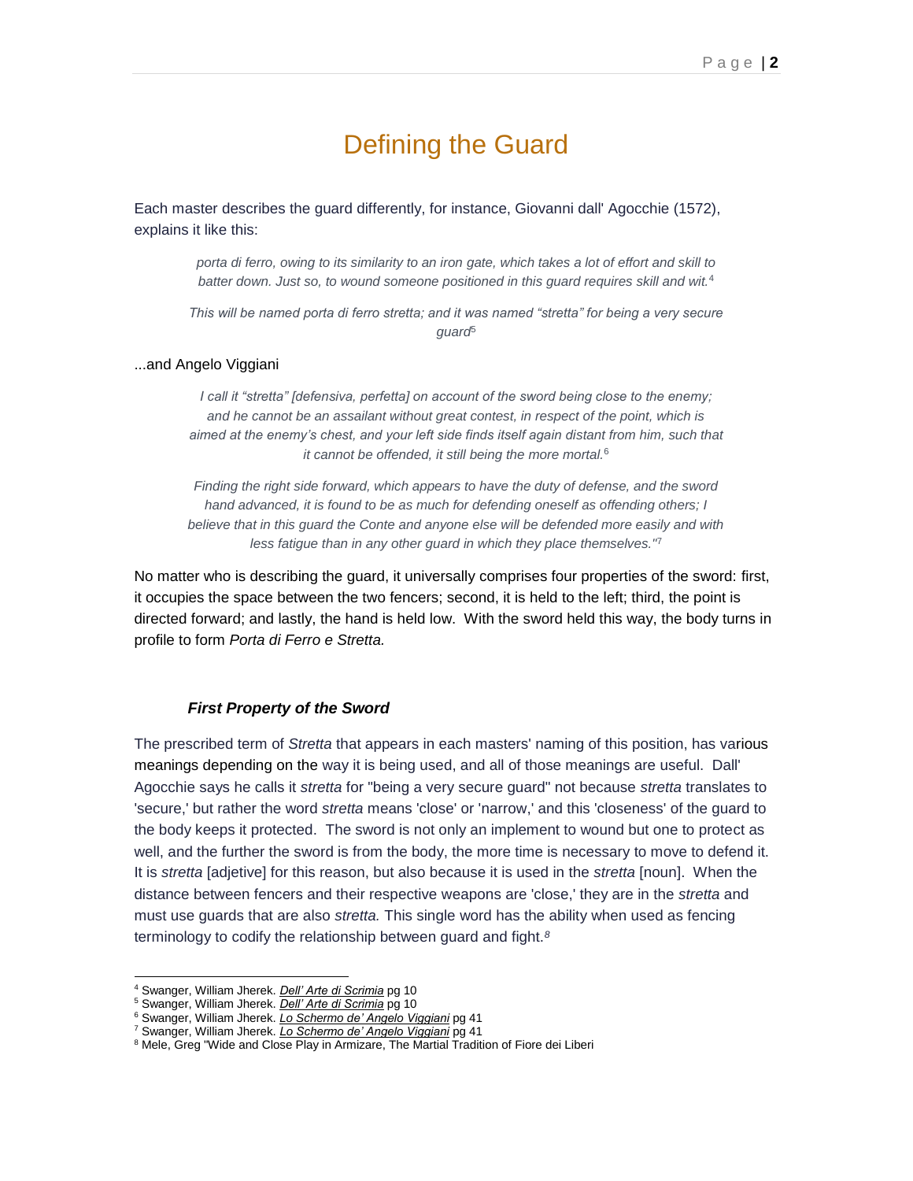# Defining the Guard

Each master describes the guard differently, for instance, Giovanni dall' Agocchie (1572), explains it like this:

> *porta di ferro, owing to its similarity to an iron gate, which takes a lot of effort and skill to batter down. Just so, to wound someone positioned in this guard requires skill and wit.*[4]
>
> *This will be named porta di ferro stretta; and it was named "stretta" for being a very secure guard*[5]

...and Angelo Viggiani

> *I call it "stretta" [defensiva, perfetta] on account of the sword being close to the enemy; and he cannot be an assailant without great contest, in respect of the point, which is aimed at the enemy's chest, and your left side finds itself again distant from him, such that it cannot be offended, it still being the more mortal.*[6]
>
> *Finding the right side forward, which appears to have the duty of defense, and the sword hand advanced, it is found to be as much for defending oneself as offending others; I believe that in this guard the Conte and anyone else will be defended more easily and with less fatigue than in any other guard in which they place themselves."*[7]

No matter who is describing the guard, it universally comprises four properties of the sword: first, it occupies the space between the two fencers; second, it is held to the left; third, the point is directed forward; and lastly, the hand is held low. With the sword held this way, the body turns in profile to form *Porta di Ferro e Stretta.*

### *First Property of the Sword*

The prescribed term of *Stretta* that appears in each masters' naming of this position, has various meanings depending on the way it is being used, and all of those meanings are useful. Dall' Agocchie says he calls it *stretta* for "being a very secure guard" not because *stretta* translates to 'secure,' but rather the word *stretta* means 'close' or 'narrow,' and this 'closeness' of the guard to the body keeps it protected. The sword is not only an implement to wound but one to protect as well, and the further the sword is from the body, the more time is necessary to move to defend it. It is *stretta* [adjetive] for this reason, but also because it is used in the *stretta* [noun]. When the distance between fencers and their respective weapons are 'close,' they are in the *stretta* and must use guards that are also *stretta.* This single word has the ability when used as fencing terminology to codify the relationship between guard and fight.[8]

---

[4] Swanger, William Jherek. *Dell' Arte di Scrimia* pg 10

[5] Swanger, William Jherek. *Dell' Arte di Scrimia* pg 10

[6] Swanger, William Jherek. *Lo Schermo de' Angelo Viggiani* pg 41

[7] Swanger, William Jherek. *Lo Schermo de' Angelo Viggiani* pg 41

[8] Mele, Greg "Wide and Close Play in Armizare, The Martial Tradition of Fiore dei Liberi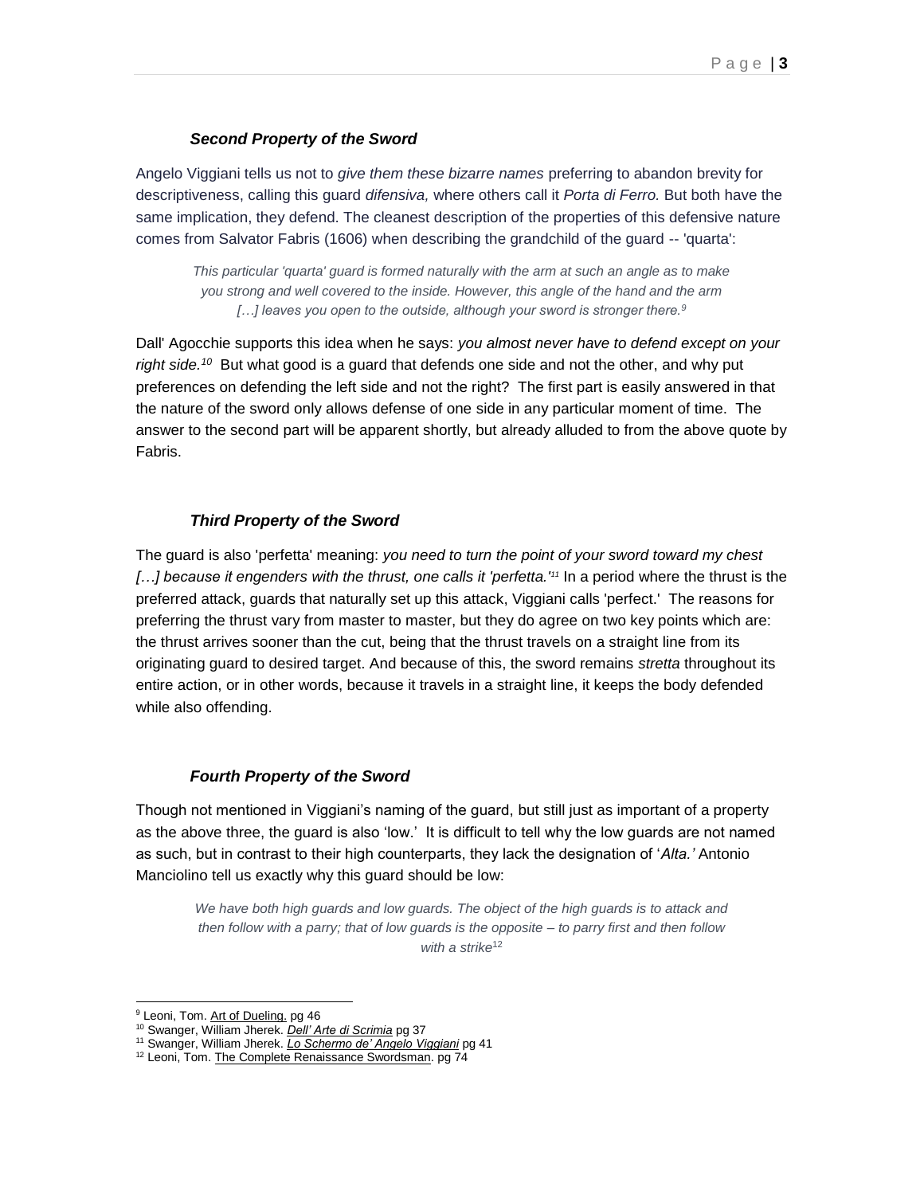### *Second Property of the Sword*

Angelo Viggiani tells us not to *give them these bizarre names* preferring to abandon brevity for descriptiveness, calling this guard *difensiva,* where others call it *Porta di Ferro.* But both have the same implication, they defend. The cleanest description of the properties of this defensive nature comes from Salvator Fabris (1606) when describing the grandchild of the guard -- 'quarta':

> *This particular 'quarta' guard is formed naturally with the arm at such an angle as to make you strong and well covered to the inside. However, this angle of the hand and the arm […] leaves you open to the outside, although your sword is stronger there.*[9]

Dall' Agocchie supports this idea when he says: *you almost never have to defend except on your right side.*[10] But what good is a guard that defends one side and not the other, and why put preferences on defending the left side and not the right? The first part is easily answered in that the nature of the sword only allows defense of one side in any particular moment of time. The answer to the second part will be apparent shortly, but already alluded to from the above quote by Fabris.

### *Third Property of the Sword*

The guard is also 'perfetta' meaning: *you need to turn the point of your sword toward my chest […] because it engenders with the thrust, one calls it 'perfetta.'*[11] In a period where the thrust is the preferred attack, guards that naturally set up this attack, Viggiani calls 'perfect.' The reasons for preferring the thrust vary from master to master, but they do agree on two key points which are: the thrust arrives sooner than the cut, being that the thrust travels on a straight line from its originating guard to desired target. And because of this, the sword remains *stretta* throughout its entire action, or in other words, because it travels in a straight line, it keeps the body defended while also offending.

### *Fourth Property of the Sword*

Though not mentioned in Viggiani's naming of the guard, but still just as important of a property as the above three, the guard is also 'low.' It is difficult to tell why the low guards are not named as such, but in contrast to their high counterparts, they lack the designation of '*Alta.'* Antonio Manciolino tell us exactly why this guard should be low:

> *We have both high guards and low guards. The object of the high guards is to attack and then follow with a parry; that of low guards is the opposite – to parry first and then follow with a strike*[12]

---

[9] Leoni, Tom. Art of Dueling. pg 46
[10] Swanger, William Jherek. *Dell' Arte di Scrimia* pg 37
[11] Swanger, William Jherek. *Lo Schermo de' Angelo Viggiani* pg 41
[12] Leoni, Tom. The Complete Renaissance Swordsman. pg 74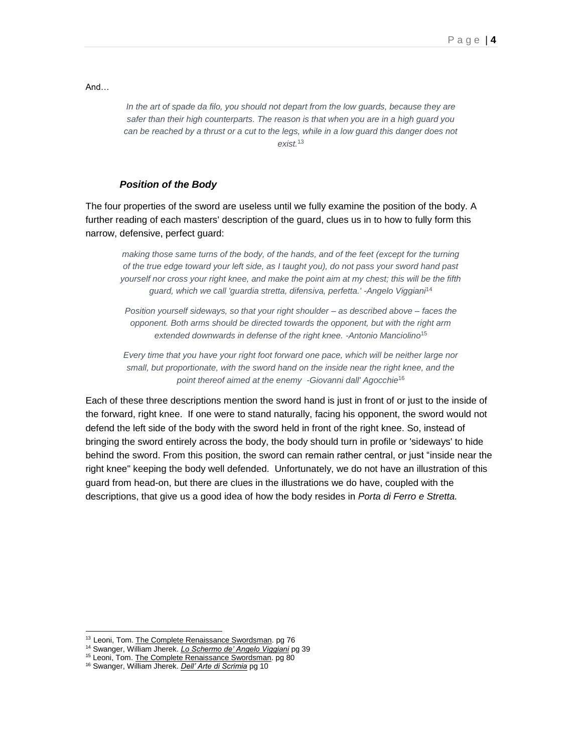And…

> *In the art of spade da filo, you should not depart from the low guards, because they are safer than their high counterparts. The reason is that when you are in a high guard you can be reached by a thrust or a cut to the legs, while in a low guard this danger does not exist.*[13]

### *Position of the Body*

The four properties of the sword are useless until we fully examine the position of the body. A further reading of each masters' description of the guard, clues us in to how to fully form this narrow, defensive, perfect guard:

> *making those same turns of the body, of the hands, and of the feet (except for the turning of the true edge toward your left side, as I taught you), do not pass your sword hand past yourself nor cross your right knee, and make the point aim at my chest; this will be the fifth guard, which we call 'guardia stretta, difensiva, perfetta.' -Angelo Viggiani*[14]
>
> *Position yourself sideways, so that your right shoulder – as described above – faces the opponent. Both arms should be directed towards the opponent, but with the right arm extended downwards in defense of the right knee. -Antonio Manciolino*[15]
>
> *Every time that you have your right foot forward one pace, which will be neither large nor small, but proportionate, with the sword hand on the inside near the right knee, and the point thereof aimed at the enemy -Giovanni dall' Agocchie*[16]

Each of these three descriptions mention the sword hand is just in front of or just to the inside of the forward, right knee. If one were to stand naturally, facing his opponent, the sword would not defend the left side of the body with the sword held in front of the right knee. So, instead of bringing the sword entirely across the body, the body should turn in profile or 'sideways' to hide behind the sword. From this position, the sword can remain rather central, or just "inside near the right knee" keeping the body well defended. Unfortunately, we do not have an illustration of this guard from head-on, but there are clues in the illustrations we do have, coupled with the descriptions, that give us a good idea of how the body resides in *Porta di Ferro e Stretta.*

---

[13] Leoni, Tom. The Complete Renaissance Swordsman. pg 76

[14] Swanger, William Jherek. *Lo Schermo de' Angelo Viggiani* pg 39

[15] Leoni, Tom. The Complete Renaissance Swordsman. pg 80

[16] Swanger, William Jherek. *Dell' Arte di Scrimia* pg 10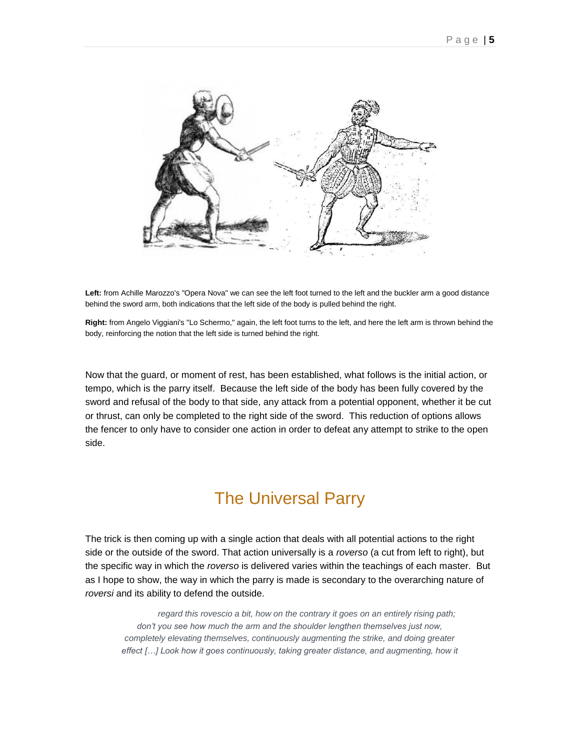**Left:** from Achille Marozzo's "Opera Nova" we can see the left foot turned to the left and the buckler arm a good distance behind the sword arm, both indications that the left side of the body is pulled behind the right.

**Right:** from Angelo Viggiani's "Lo Schermo," again, the left foot turns to the left, and here the left arm is thrown behind the body, reinforcing the notion that the left side is turned behind the right.

Now that the guard, or moment of rest, has been established, what follows is the initial action, or tempo, which is the parry itself. Because the left side of the body has been fully covered by the sword and refusal of the body to that side, any attack from a potential opponent, whether it be cut or thrust, can only be completed to the right side of the sword. This reduction of options allows the fencer to only have to consider one action in order to defeat any attempt to strike to the open side.

## The Universal Parry

The trick is then coming up with a single action that deals with all potential actions to the right side or the outside of the sword. That action universally is a *roverso* (a cut from left to right), but the specific way in which the *roverso* is delivered varies within the teachings of each master. But as I hope to show, the way in which the parry is made is secondary to the overarching nature of *roversi* and its ability to defend the outside.

> *regard this rovescio a bit, how on the contrary it goes on an entirely rising path; don't you see how much the arm and the shoulder lengthen themselves just now, completely elevating themselves, continuously augmenting the strike, and doing greater effect […] Look how it goes continuously, taking greater distance, and augmenting, how it*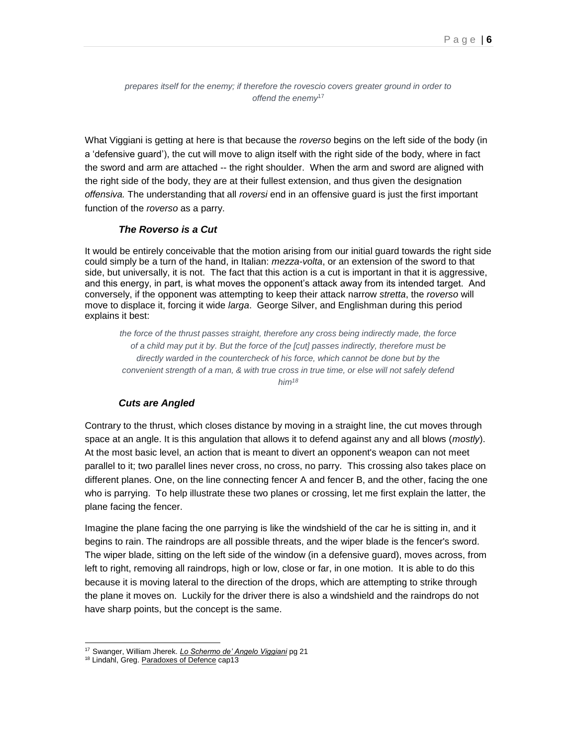> *prepares itself for the enemy; if therefore the rovescio covers greater ground in order to offend the enemy*[17]

What Viggiani is getting at here is that because the *roverso* begins on the left side of the body (in a 'defensive guard'), the cut will move to align itself with the right side of the body, where in fact the sword and arm are attached -- the right shoulder. When the arm and sword are aligned with the right side of the body, they are at their fullest extension, and thus given the designation *offensiva.* The understanding that all *roversi* end in an offensive guard is just the first important function of the *roverso* as a parry.

### *The Roverso is a Cut*

It would be entirely conceivable that the motion arising from our initial guard towards the right side could simply be a turn of the hand, in Italian: *mezza-volta*, or an extension of the sword to that side, but universally, it is not. The fact that this action is a cut is important in that it is aggressive, and this energy, in part, is what moves the opponent's attack away from its intended target. And conversely, if the opponent was attempting to keep their attack narrow *stretta*, the *roverso* will move to displace it, forcing it wide *larga*. George Silver, and Englishman during this period explains it best:

> *the force of the thrust passes straight, therefore any cross being indirectly made, the force of a child may put it by. But the force of the [cut] passes indirectly, therefore must be directly warded in the countercheck of his force, which cannot be done but by the convenient strength of a man, & with true cross in true time, or else will not safely defend him*[18]

### *Cuts are Angled*

Contrary to the thrust, which closes distance by moving in a straight line, the cut moves through space at an angle. It is this angulation that allows it to defend against any and all blows (*mostly*). At the most basic level, an action that is meant to divert an opponent's weapon can not meet parallel to it; two parallel lines never cross, no cross, no parry. This crossing also takes place on different planes. One, on the line connecting fencer A and fencer B, and the other, facing the one who is parrying. To help illustrate these two planes or crossing, let me first explain the latter, the plane facing the fencer.

Imagine the plane facing the one parrying is like the windshield of the car he is sitting in, and it begins to rain. The raindrops are all possible threats, and the wiper blade is the fencer's sword. The wiper blade, sitting on the left side of the window (in a defensive guard), moves across, from left to right, removing all raindrops, high or low, close or far, in one motion. It is able to do this because it is moving lateral to the direction of the drops, which are attempting to strike through the plane it moves on. Luckily for the driver there is also a windshield and the raindrops do not have sharp points, but the concept is the same.

---

[17] Swanger, William Jherek. *Lo Schermo de' Angelo Viggiani* pg 21

[18] Lindahl, Greg. Paradoxes of Defence cap13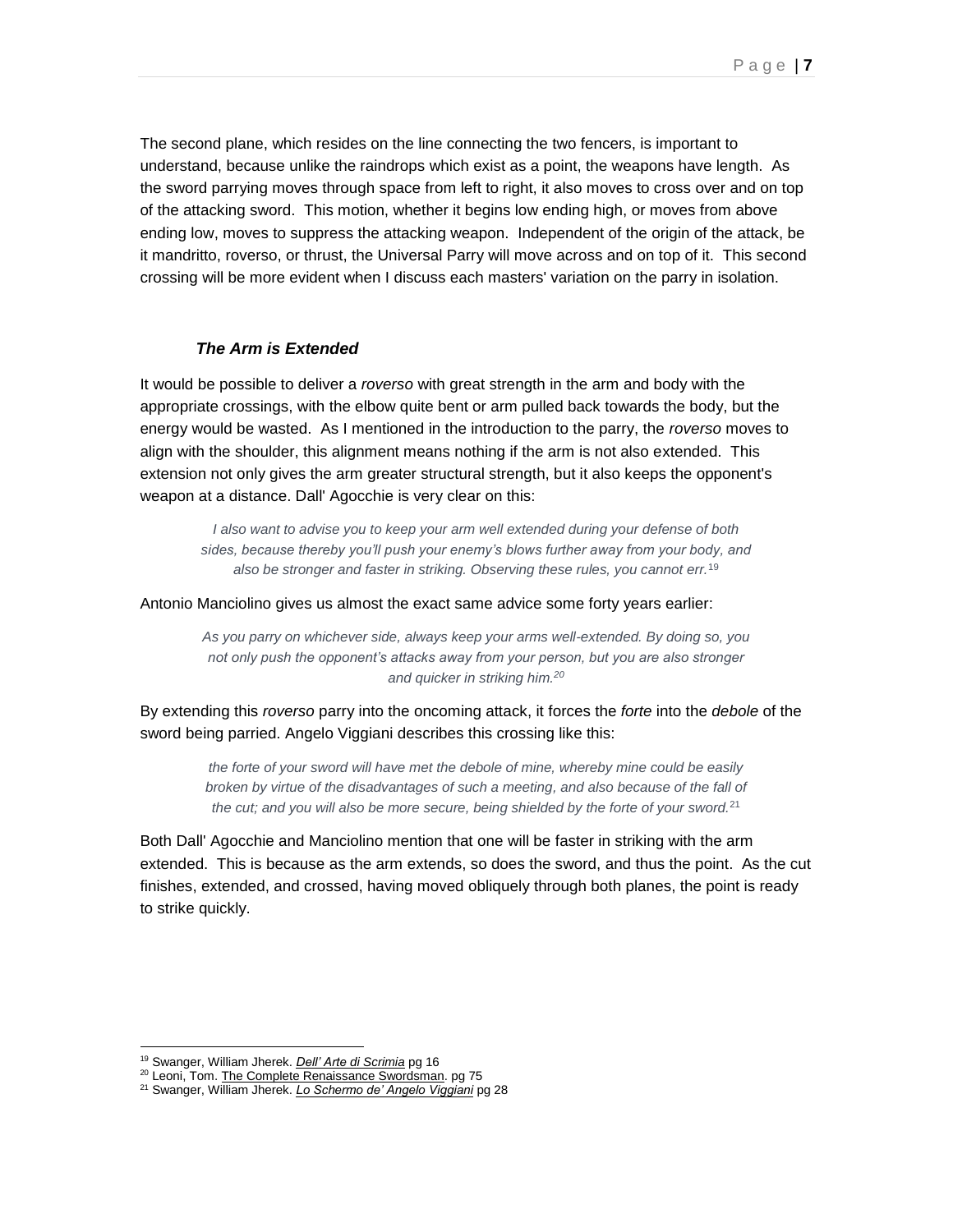The second plane, which resides on the line connecting the two fencers, is important to understand, because unlike the raindrops which exist as a point, the weapons have length. As the sword parrying moves through space from left to right, it also moves to cross over and on top of the attacking sword. This motion, whether it begins low ending high, or moves from above ending low, moves to suppress the attacking weapon. Independent of the origin of the attack, be it mandritto, roverso, or thrust, the Universal Parry will move across and on top of it. This second crossing will be more evident when I discuss each masters' variation on the parry in isolation.

### *The Arm is Extended*

It would be possible to deliver a *roverso* with great strength in the arm and body with the appropriate crossings, with the elbow quite bent or arm pulled back towards the body, but the energy would be wasted. As I mentioned in the introduction to the parry, the *roverso* moves to align with the shoulder, this alignment means nothing if the arm is not also extended. This extension not only gives the arm greater structural strength, but it also keeps the opponent's weapon at a distance. Dall' Agocchie is very clear on this:

> *I also want to advise you to keep your arm well extended during your defense of both sides, because thereby you'll push your enemy's blows further away from your body, and also be stronger and faster in striking. Observing these rules, you cannot err.*[19]

Antonio Manciolino gives us almost the exact same advice some forty years earlier:

> *As you parry on whichever side, always keep your arms well-extended. By doing so, you not only push the opponent's attacks away from your person, but you are also stronger and quicker in striking him.*[20]

By extending this *roverso* parry into the oncoming attack, it forces the *forte* into the *debole* of the sword being parried. Angelo Viggiani describes this crossing like this:

> *the forte of your sword will have met the debole of mine, whereby mine could be easily broken by virtue of the disadvantages of such a meeting, and also because of the fall of the cut; and you will also be more secure, being shielded by the forte of your sword.*[21]

Both Dall' Agocchie and Manciolino mention that one will be faster in striking with the arm extended. This is because as the arm extends, so does the sword, and thus the point. As the cut finishes, extended, and crossed, having moved obliquely through both planes, the point is ready to strike quickly.

---

[19] Swanger, William Jherek. *Dell' Arte di Scrimia* pg 16
[20] Leoni, Tom. The Complete Renaissance Swordsman. pg 75
[21] Swanger, William Jherek. *Lo Schermo de' Angelo Viggiani* pg 28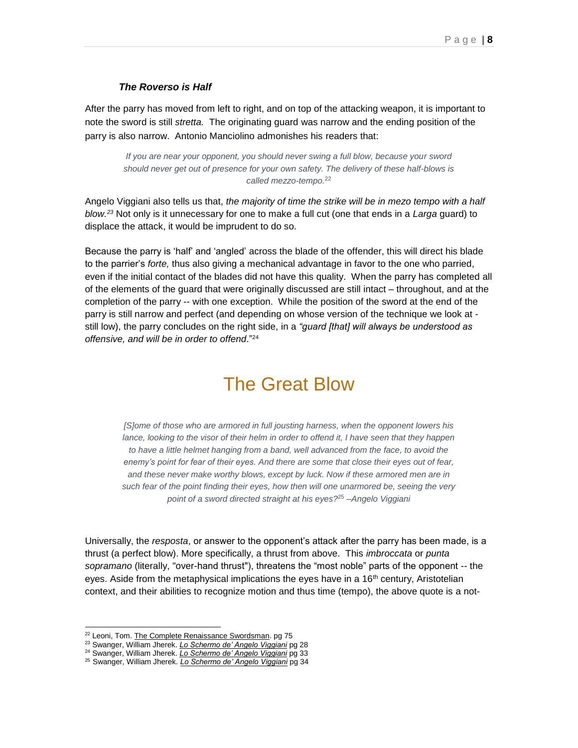### *The Roverso is Half*

After the parry has moved from left to right, and on top of the attacking weapon, it is important to note the sword is still *stretta.* The originating guard was narrow and the ending position of the parry is also narrow. Antonio Manciolino admonishes his readers that:

> *If you are near your opponent, you should never swing a full blow, because your sword should never get out of presence for your own safety. The delivery of these half-blows is called mezzo-tempo.*[22]

Angelo Viggiani also tells us that, *the majority of time the strike will be in mezo tempo with a half blow.*[23] Not only is it unnecessary for one to make a full cut (one that ends in a *Larga* guard) to displace the attack, it would be imprudent to do so.

Because the parry is 'half' and 'angled' across the blade of the offender, this will direct his blade to the parrier's *forte,* thus also giving a mechanical advantage in favor to the one who parried, even if the initial contact of the blades did not have this quality. When the parry has completed all of the elements of the guard that were originally discussed are still intact – throughout, and at the completion of the parry -- with one exception. While the position of the sword at the end of the parry is still narrow and perfect (and depending on whose version of the technique we look at - still low), the parry concludes on the right side, in a *"guard [that] will always be understood as offensive, and will be in order to offend*."[24]

# The Great Blow

> *[S]ome of those who are armored in full jousting harness, when the opponent lowers his lance, looking to the visor of their helm in order to offend it, I have seen that they happen to have a little helmet hanging from a band, well advanced from the face, to avoid the enemy's point for fear of their eyes. And there are some that close their eyes out of fear, and these never make worthy blows, except by luck. Now if these armored men are in such fear of the point finding their eyes, how then will one unarmored be, seeing the very point of a sword directed straight at his eyes?*[25] *–Angelo Viggiani*

Universally, the *resposta*, or answer to the opponent's attack after the parry has been made, is a thrust (a perfect blow). More specifically, a thrust from above. This *imbroccata* or *punta sopramano* (literally, "over-hand thrust"), threatens the "most noble" parts of the opponent -- the eyes. Aside from the metaphysical implications the eyes have in a 16th century, Aristotelian context, and their abilities to recognize motion and thus time (tempo), the above quote is a not-

---

[22] Leoni, Tom. The Complete Renaissance Swordsman. pg 75

[23] Swanger, William Jherek. *Lo Schermo de' Angelo Viggiani* pg 28

[24] Swanger, William Jherek. *Lo Schermo de' Angelo Viggiani* pg 33

[25] Swanger, William Jherek. *Lo Schermo de' Angelo Viggiani* pg 34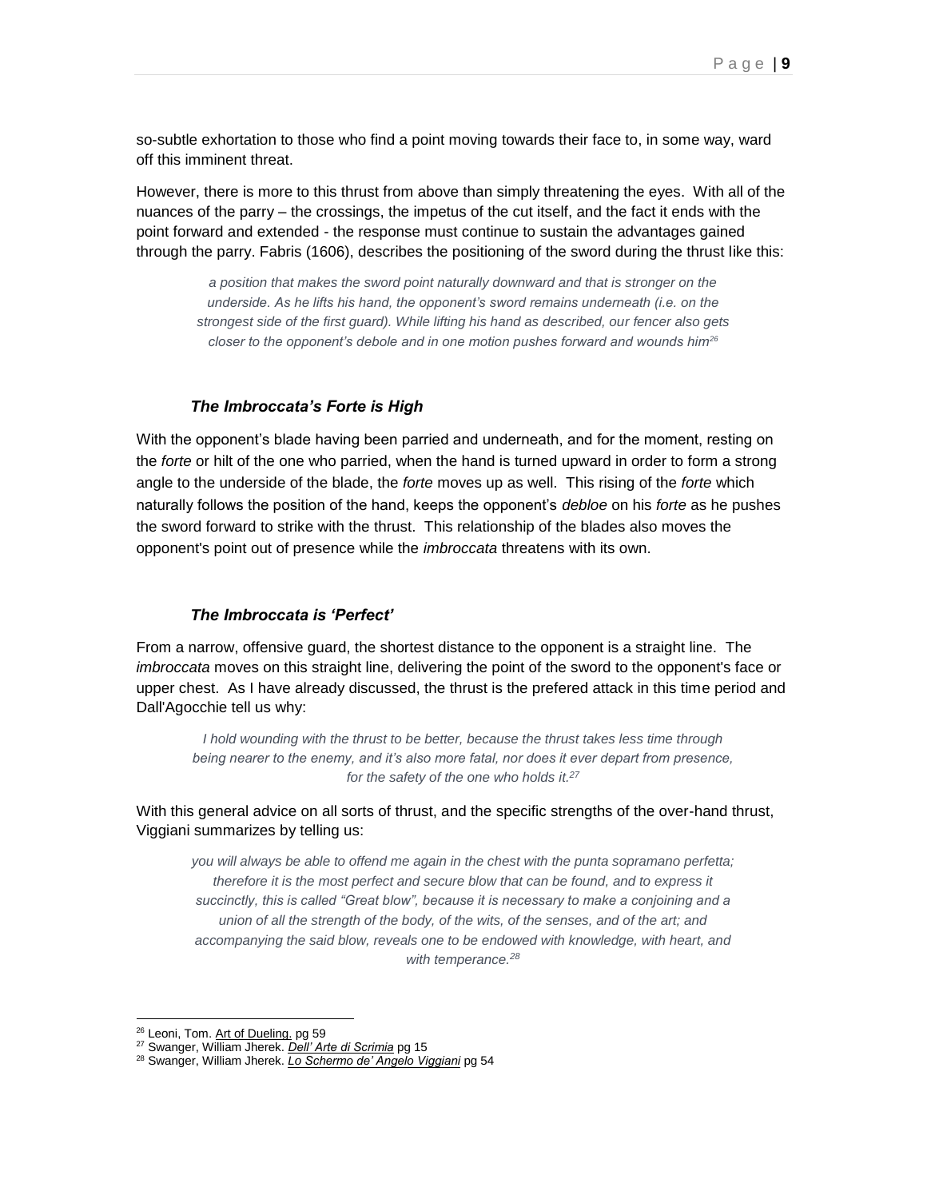so-subtle exhortation to those who find a point moving towards their face to, in some way, ward off this imminent threat.

However, there is more to this thrust from above than simply threatening the eyes. With all of the nuances of the parry – the crossings, the impetus of the cut itself, and the fact it ends with the point forward and extended - the response must continue to sustain the advantages gained through the parry. Fabris (1606), describes the positioning of the sword during the thrust like this:

> *a position that makes the sword point naturally downward and that is stronger on the underside. As he lifts his hand, the opponent's sword remains underneath (i.e. on the strongest side of the first guard). While lifting his hand as described, our fencer also gets closer to the opponent's debole and in one motion pushes forward and wounds him*[26]

### *The Imbroccata's Forte is High*

With the opponent's blade having been parried and underneath, and for the moment, resting on the *forte* or hilt of the one who parried, when the hand is turned upward in order to form a strong angle to the underside of the blade, the *forte* moves up as well. This rising of the *forte* which naturally follows the position of the hand, keeps the opponent's *debloe* on his *forte* as he pushes the sword forward to strike with the thrust. This relationship of the blades also moves the opponent's point out of presence while the *imbroccata* threatens with its own.

### *The Imbroccata is 'Perfect'*

From a narrow, offensive guard, the shortest distance to the opponent is a straight line. The *imbroccata* moves on this straight line, delivering the point of the sword to the opponent's face or upper chest. As I have already discussed, the thrust is the prefered attack in this time period and Dall'Agocchie tell us why:

> *I hold wounding with the thrust to be better, because the thrust takes less time through being nearer to the enemy, and it's also more fatal, nor does it ever depart from presence, for the safety of the one who holds it.*[27]

With this general advice on all sorts of thrust, and the specific strengths of the over-hand thrust, Viggiani summarizes by telling us:

> *you will always be able to offend me again in the chest with the punta sopramano perfetta; therefore it is the most perfect and secure blow that can be found, and to express it succinctly, this is called "Great blow", because it is necessary to make a conjoining and a union of all the strength of the body, of the wits, of the senses, and of the art; and accompanying the said blow, reveals one to be endowed with knowledge, with heart, and with temperance.*[28]

---

[26] Leoni, Tom. Art of Dueling. pg 59

[27] Swanger, William Jherek. *Dell' Arte di Scrimia* pg 15

[28] Swanger, William Jherek. *Lo Schermo de' Angelo Viggiani* pg 54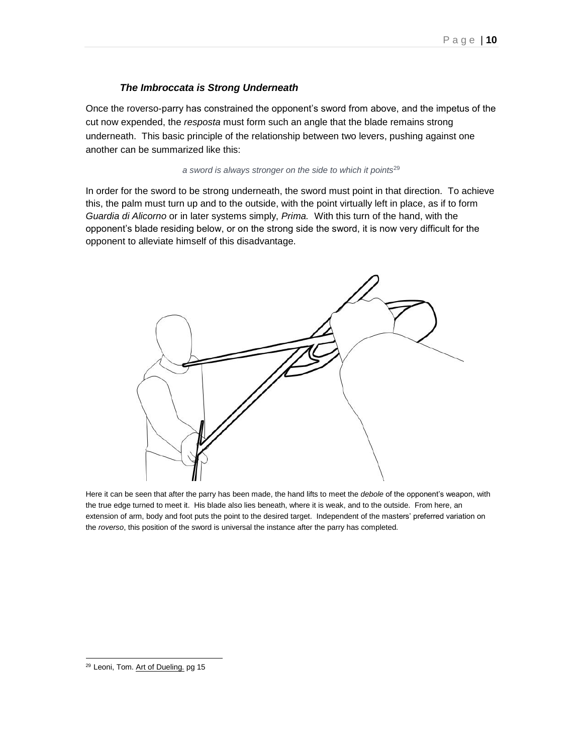### *The Imbroccata is Strong Underneath*

Once the roverso-parry has constrained the opponent's sword from above, and the impetus of the cut now expended, the *resposta* must form such an angle that the blade remains strong underneath. This basic principle of the relationship between two levers, pushing against one another can be summarized like this:

*a sword is always stronger on the side to which it points*[29]

In order for the sword to be strong underneath, the sword must point in that direction. To achieve this, the palm must turn up and to the outside, with the point virtually left in place, as if to form *Guardia di Alicorno* or in later systems simply, *Prima.* With this turn of the hand, with the opponent's blade residing below, or on the strong side the sword, it is now very difficult for the opponent to alleviate himself of this disadvantage.

Here it can be seen that after the parry has been made, the hand lifts to meet the *debole* of the opponent's weapon, with the true edge turned to meet it. His blade also lies beneath, where it is weak, and to the outside. From here, an extension of arm, body and foot puts the point to the desired target. Independent of the masters' preferred variation on the *roverso*, this position of the sword is universal the instance after the parry has completed.

[29] Leoni, Tom. Art of Dueling. pg 15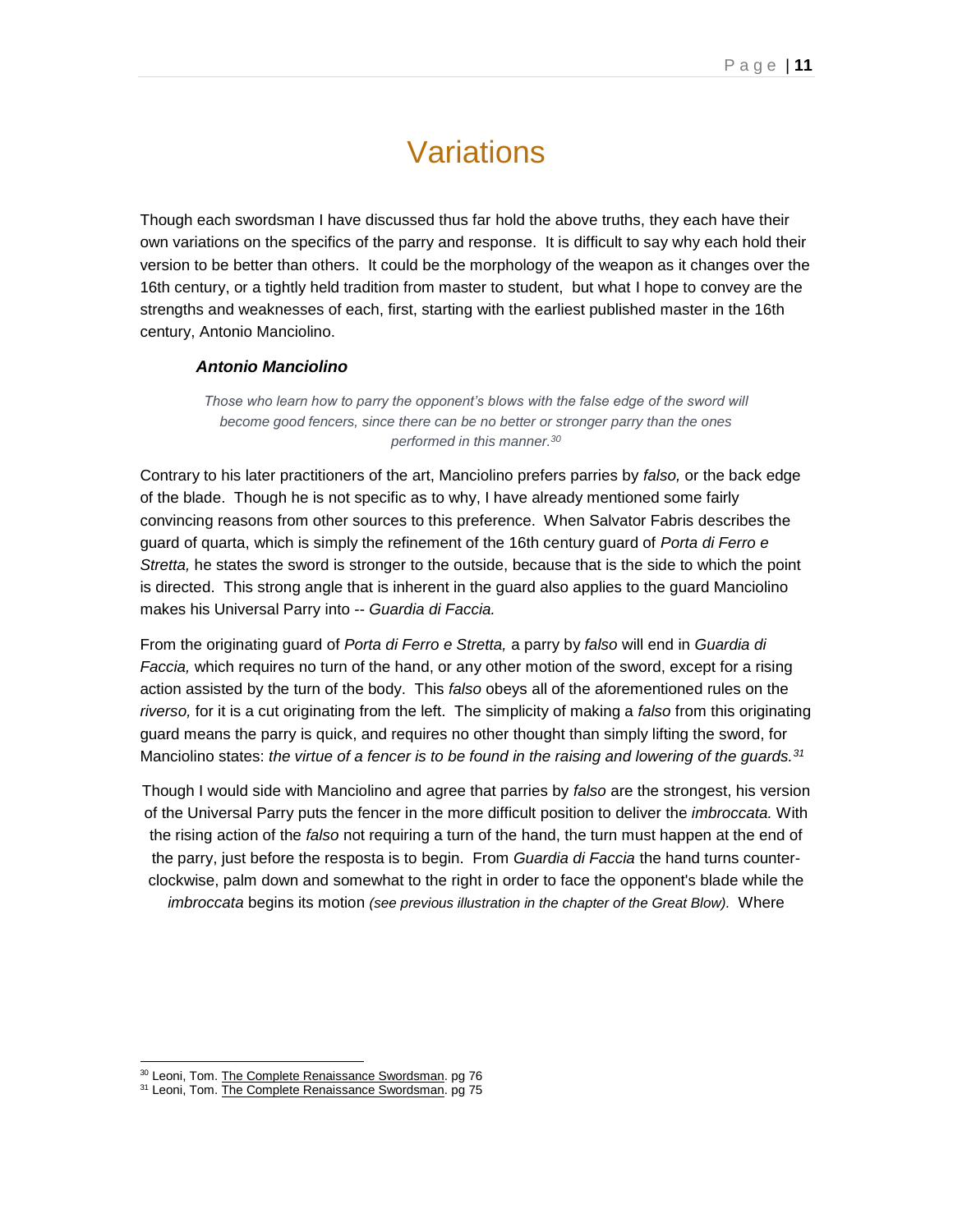# Variations

Though each swordsman I have discussed thus far hold the above truths, they each have their own variations on the specifics of the parry and response. It is difficult to say why each hold their version to be better than others. It could be the morphology of the weapon as it changes over the 16th century, or a tightly held tradition from master to student, but what I hope to convey are the strengths and weaknesses of each, first, starting with the earliest published master in the 16th century, Antonio Manciolino.

### *Antonio Manciolino*

> *Those who learn how to parry the opponent's blows with the false edge of the sword will become good fencers, since there can be no better or stronger parry than the ones performed in this manner.*[30]

Contrary to his later practitioners of the art, Manciolino prefers parries by *falso,* or the back edge of the blade. Though he is not specific as to why, I have already mentioned some fairly convincing reasons from other sources to this preference. When Salvator Fabris describes the guard of quarta, which is simply the refinement of the 16th century guard of *Porta di Ferro e Stretta,* he states the sword is stronger to the outside, because that is the side to which the point is directed. This strong angle that is inherent in the guard also applies to the guard Manciolino makes his Universal Parry into -- *Guardia di Faccia.*

From the originating guard of *Porta di Ferro e Stretta,* a parry by *falso* will end in *Guardia di Faccia,* which requires no turn of the hand, or any other motion of the sword, except for a rising action assisted by the turn of the body. This *falso* obeys all of the aforementioned rules on the *riverso,* for it is a cut originating from the left. The simplicity of making a *falso* from this originating guard means the parry is quick, and requires no other thought than simply lifting the sword, for Manciolino states: *the virtue of a fencer is to be found in the raising and lowering of the guards.*[31]

Though I would side with Manciolino and agree that parries by *falso* are the strongest, his version of the Universal Parry puts the fencer in the more difficult position to deliver the *imbroccata.* With the rising action of the *falso* not requiring a turn of the hand, the turn must happen at the end of the parry, just before the resposta is to begin. From *Guardia di Faccia* the hand turns counter-clockwise, palm down and somewhat to the right in order to face the opponent's blade while the *imbroccata* begins its motion *(see previous illustration in the chapter of the Great Blow).* Where

---

[30] Leoni, Tom. The Complete Renaissance Swordsman. pg 76

[31] Leoni, Tom. The Complete Renaissance Swordsman. pg 75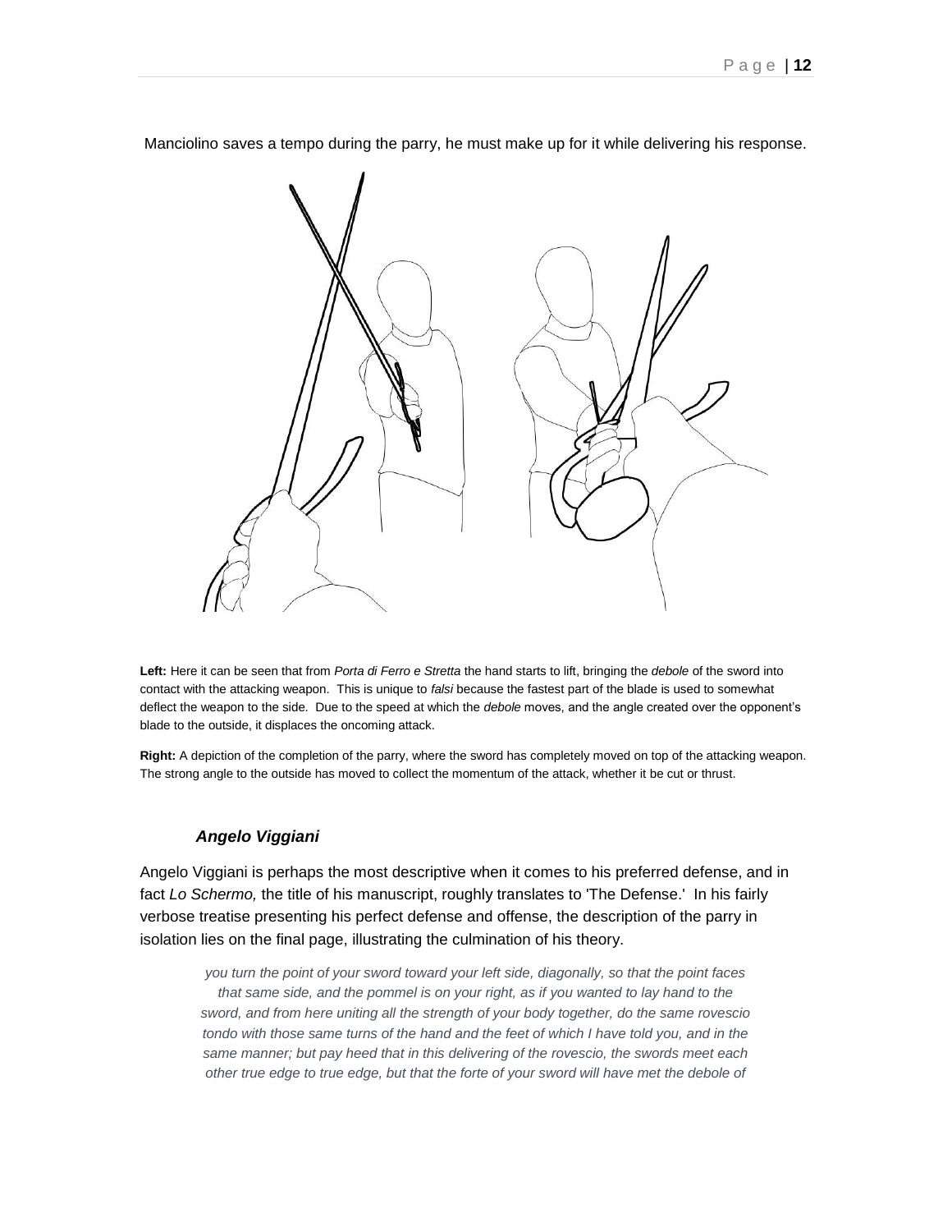Manciolino saves a tempo during the parry, he must make up for it while delivering his response.

**Left:** Here it can be seen that from *Porta di Ferro e Stretta* the hand starts to lift, bringing the *debole* of the sword into contact with the attacking weapon. This is unique to *falsi* because the fastest part of the blade is used to somewhat deflect the weapon to the side. Due to the speed at which the *debole* moves, and the angle created over the opponent's blade to the outside, it displaces the oncoming attack.

**Right:** A depiction of the completion of the parry, where the sword has completely moved on top of the attacking weapon. The strong angle to the outside has moved to collect the momentum of the attack, whether it be cut or thrust.

### *Angelo Viggiani*

Angelo Viggiani is perhaps the most descriptive when it comes to his preferred defense, and in fact *Lo Schermo,* the title of his manuscript, roughly translates to 'The Defense.' In his fairly verbose treatise presenting his perfect defense and offense, the description of the parry in isolation lies on the final page, illustrating the culmination of his theory.

> *you turn the point of your sword toward your left side, diagonally, so that the point faces that same side, and the pommel is on your right, as if you wanted to lay hand to the sword, and from here uniting all the strength of your body together, do the same rovescio tondo with those same turns of the hand and the feet of which I have told you, and in the same manner; but pay heed that in this delivering of the rovescio, the swords meet each other true edge to true edge, but that the forte of your sword will have met the debole of*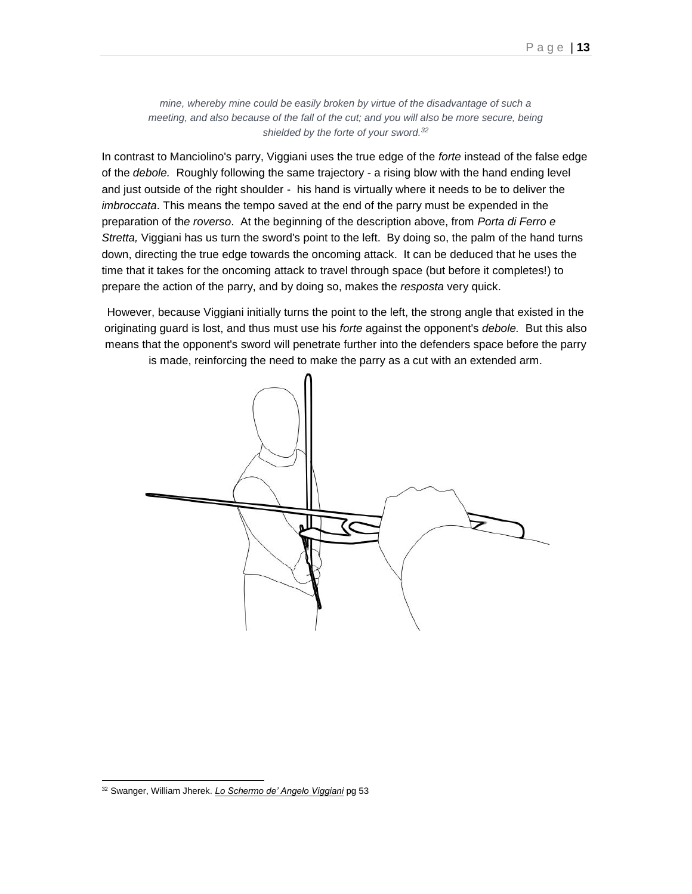*mine, whereby mine could be easily broken by virtue of the disadvantage of such a meeting, and also because of the fall of the cut; and you will also be more secure, being shielded by the forte of your sword.*[32]

In contrast to Manciolino's parry, Viggiani uses the true edge of the *forte* instead of the false edge of the *debole.* Roughly following the same trajectory - a rising blow with the hand ending level and just outside of the right shoulder - his hand is virtually where it needs to be to deliver the *imbroccata*. This means the tempo saved at the end of the parry must be expended in the preparation of the *roverso*. At the beginning of the description above, from *Porta di Ferro e Stretta,* Viggiani has us turn the sword's point to the left. By doing so, the palm of the hand turns down, directing the true edge towards the oncoming attack. It can be deduced that he uses the time that it takes for the oncoming attack to travel through space (but before it completes!) to prepare the action of the parry, and by doing so, makes the *resposta* very quick.

However, because Viggiani initially turns the point to the left, the strong angle that existed in the originating guard is lost, and thus must use his *forte* against the opponent's *debole.* But this also means that the opponent's sword will penetrate further into the defenders space before the parry is made, reinforcing the need to make the parry as a cut with an extended arm.

[32] Swanger, William Jherek. *Lo Schermo de' Angelo Viggiani* pg 53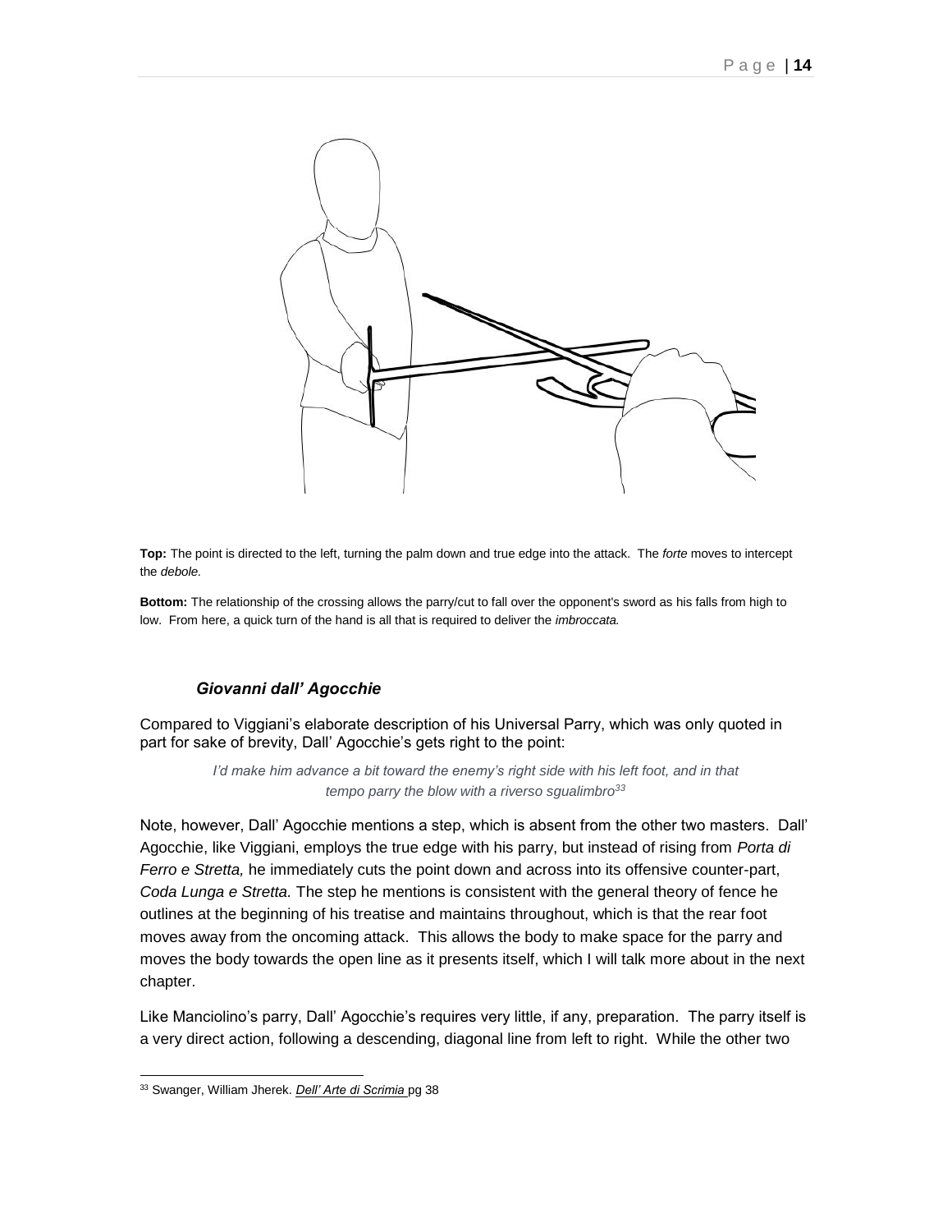**Top:** The point is directed to the left, turning the palm down and true edge into the attack. The *forte* moves to intercept the *debole.*

**Bottom:** The relationship of the crossing allows the parry/cut to fall over the opponent's sword as his falls from high to low. From here, a quick turn of the hand is all that is required to deliver the *imbroccata.*

### *Giovanni dall' Agocchie*

Compared to Viggiani's elaborate description of his Universal Parry, which was only quoted in part for sake of brevity, Dall' Agocchie's gets right to the point:

> *I'd make him advance a bit toward the enemy's right side with his left foot, and in that tempo parry the blow with a riverso sgualimbro*[33]

Note, however, Dall' Agocchie mentions a step, which is absent from the other two masters. Dall' Agocchie, like Viggiani, employs the true edge with his parry, but instead of rising from *Porta di Ferro e Stretta,* he immediately cuts the point down and across into its offensive counter-part, *Coda Lunga e Stretta.* The step he mentions is consistent with the general theory of fence he outlines at the beginning of his treatise and maintains throughout, which is that the rear foot moves away from the oncoming attack. This allows the body to make space for the parry and moves the body towards the open line as it presents itself, which I will talk more about in the next chapter.

Like Manciolino's parry, Dall' Agocchie's requires very little, if any, preparation. The parry itself is a very direct action, following a descending, diagonal line from left to right. While the other two

---

[33] Swanger, William Jherek. *Dell' Arte di Scrimia* pg 38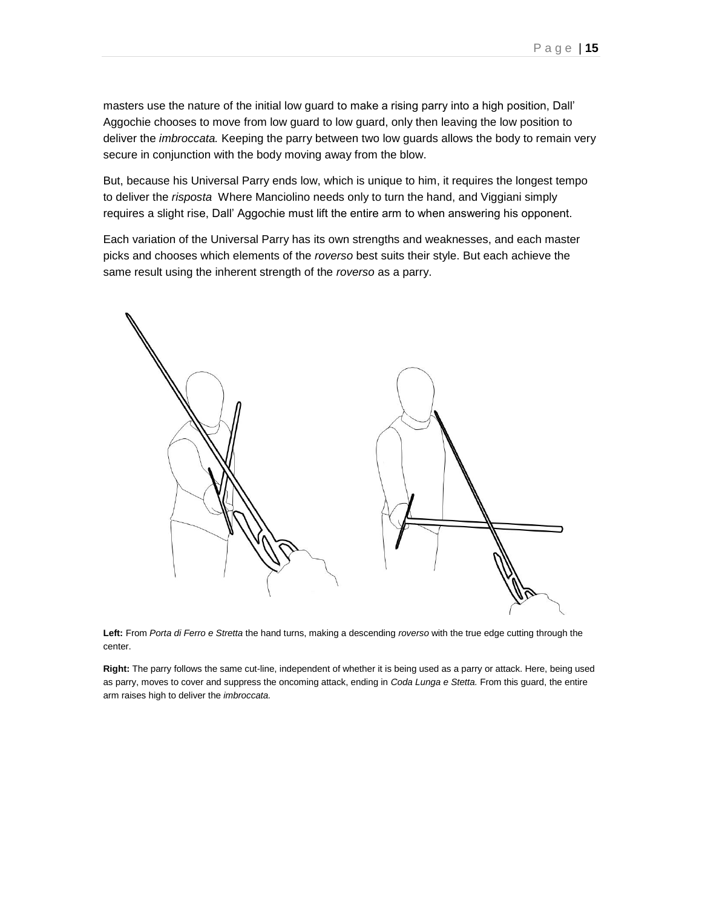masters use the nature of the initial low guard to make a rising parry into a high position, Dall' Aggochie chooses to move from low guard to low guard, only then leaving the low position to deliver the *imbroccata.* Keeping the parry between two low guards allows the body to remain very secure in conjunction with the body moving away from the blow.

But, because his Universal Parry ends low, which is unique to him, it requires the longest tempo to deliver the *risposta* Where Manciolino needs only to turn the hand, and Viggiani simply requires a slight rise, Dall' Aggochie must lift the entire arm to when answering his opponent.

Each variation of the Universal Parry has its own strengths and weaknesses, and each master picks and chooses which elements of the *roverso* best suits their style. But each achieve the same result using the inherent strength of the *roverso* as a parry.

**Left:** From *Porta di Ferro e Stretta* the hand turns, making a descending *roverso* with the true edge cutting through the center.

**Right:** The parry follows the same cut-line, independent of whether it is being used as a parry or attack. Here, being used as parry, moves to cover and suppress the oncoming attack, ending in *Coda Lunga e Stetta.* From this guard, the entire arm raises high to deliver the *imbroccata.*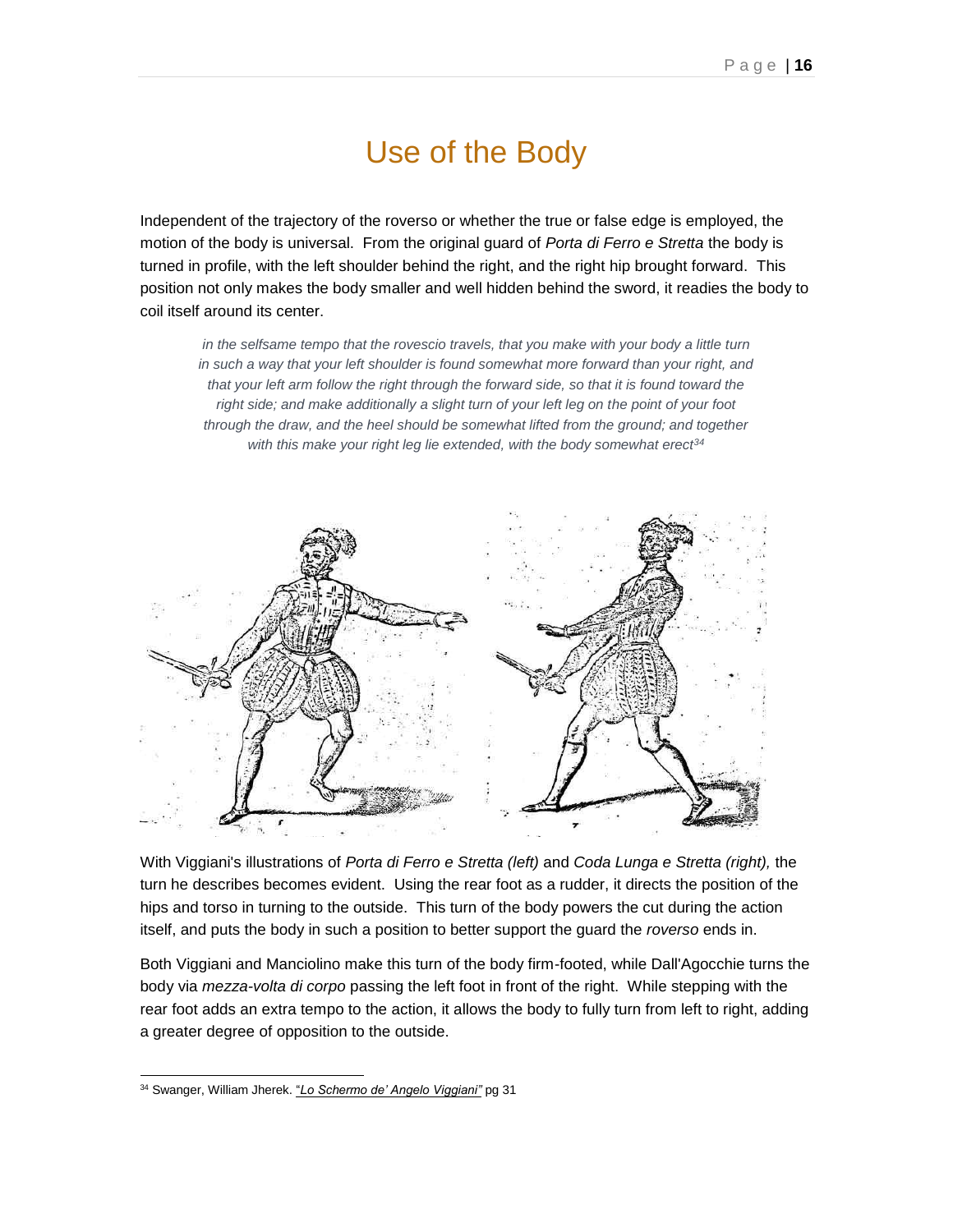# Use of the Body

Independent of the trajectory of the roverso or whether the true or false edge is employed, the motion of the body is universal. From the original guard of *Porta di Ferro e Stretta* the body is turned in profile, with the left shoulder behind the right, and the right hip brought forward. This position not only makes the body smaller and well hidden behind the sword, it readies the body to coil itself around its center.

> *in the selfsame tempo that the rovescio travels, that you make with your body a little turn in such a way that your left shoulder is found somewhat more forward than your right, and that your left arm follow the right through the forward side, so that it is found toward the right side; and make additionally a slight turn of your left leg on the point of your foot through the draw, and the heel should be somewhat lifted from the ground; and together with this make your right leg lie extended, with the body somewhat erect*[34]

With Viggiani's illustrations of *Porta di Ferro e Stretta (left)* and *Coda Lunga e Stretta (right),* the turn he describes becomes evident. Using the rear foot as a rudder, it directs the position of the hips and torso in turning to the outside. This turn of the body powers the cut during the action itself, and puts the body in such a position to better support the guard the *roverso* ends in.

Both Viggiani and Manciolino make this turn of the body firm-footed, while Dall'Agocchie turns the body via *mezza-volta di corpo* passing the left foot in front of the right. While stepping with the rear foot adds an extra tempo to the action, it allows the body to fully turn from left to right, adding a greater degree of opposition to the outside.

[34] Swanger, William Jherek. "*Lo Schermo de' Angelo Viggiani*" pg 31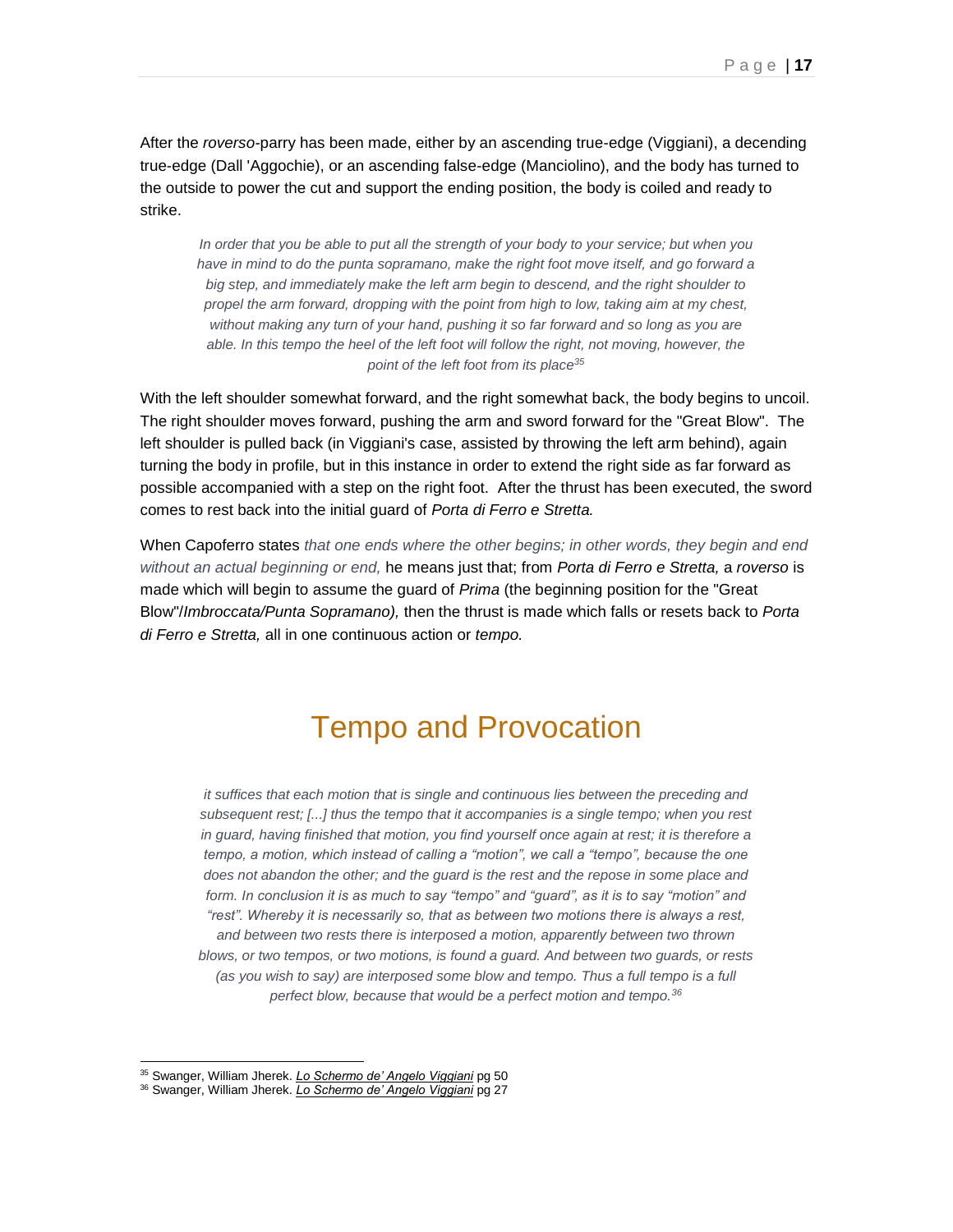After the *roverso*-parry has been made, either by an ascending true-edge (Viggiani), a decending true-edge (Dall 'Aggochie), or an ascending false-edge (Manciolino), and the body has turned to the outside to power the cut and support the ending position, the body is coiled and ready to strike.

> *In order that you be able to put all the strength of your body to your service; but when you have in mind to do the punta sopramano, make the right foot move itself, and go forward a big step, and immediately make the left arm begin to descend, and the right shoulder to propel the arm forward, dropping with the point from high to low, taking aim at my chest, without making any turn of your hand, pushing it so far forward and so long as you are able. In this tempo the heel of the left foot will follow the right, not moving, however, the point of the left foot from its place*[35]

With the left shoulder somewhat forward, and the right somewhat back, the body begins to uncoil. The right shoulder moves forward, pushing the arm and sword forward for the "Great Blow". The left shoulder is pulled back (in Viggiani's case, assisted by throwing the left arm behind), again turning the body in profile, but in this instance in order to extend the right side as far forward as possible accompanied with a step on the right foot. After the thrust has been executed, the sword comes to rest back into the initial guard of *Porta di Ferro e Stretta.*

When Capoferro states *that one ends where the other begins; in other words, they begin and end without an actual beginning or end,* he means just that; from *Porta di Ferro e Stretta,* a *roverso* is made which will begin to assume the guard of *Prima* (the beginning position for the "Great Blow"/*Imbroccata/Punta Sopramano),* then the thrust is made which falls or resets back to *Porta di Ferro e Stretta,* all in one continuous action or *tempo.*

# Tempo and Provocation

> *it suffices that each motion that is single and continuous lies between the preceding and subsequent rest; [...] thus the tempo that it accompanies is a single tempo; when you rest in guard, having finished that motion, you find yourself once again at rest; it is therefore a tempo, a motion, which instead of calling a "motion", we call a "tempo", because the one does not abandon the other; and the guard is the rest and the repose in some place and form. In conclusion it is as much to say "tempo" and "guard", as it is to say "motion" and "rest". Whereby it is necessarily so, that as between two motions there is always a rest, and between two rests there is interposed a motion, apparently between two thrown blows, or two tempos, or two motions, is found a guard. And between two guards, or rests (as you wish to say) are interposed some blow and tempo. Thus a full tempo is a full perfect blow, because that would be a perfect motion and tempo.*[36]

[35] Swanger, William Jherek. *Lo Schermo de' Angelo Viggiani* pg 50
[36] Swanger, William Jherek. *Lo Schermo de' Angelo Viggiani* pg 27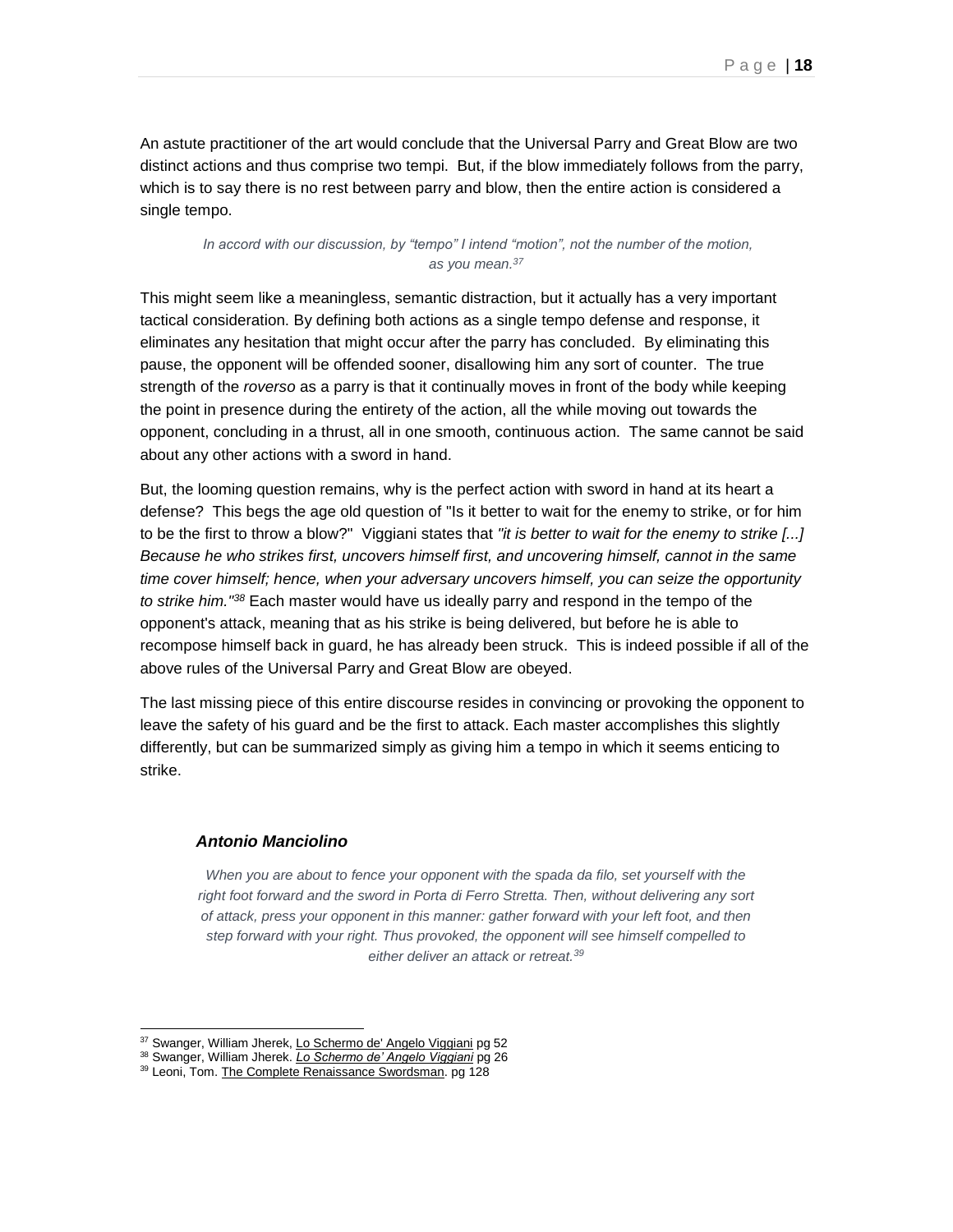An astute practitioner of the art would conclude that the Universal Parry and Great Blow are two distinct actions and thus comprise two tempi. But, if the blow immediately follows from the parry, which is to say there is no rest between parry and blow, then the entire action is considered a single tempo.

> *In accord with our discussion, by "tempo" I intend "motion", not the number of the motion, as you mean.*[37]

This might seem like a meaningless, semantic distraction, but it actually has a very important tactical consideration. By defining both actions as a single tempo defense and response, it eliminates any hesitation that might occur after the parry has concluded. By eliminating this pause, the opponent will be offended sooner, disallowing him any sort of counter. The true strength of the *roverso* as a parry is that it continually moves in front of the body while keeping the point in presence during the entirety of the action, all the while moving out towards the opponent, concluding in a thrust, all in one smooth, continuous action. The same cannot be said about any other actions with a sword in hand.

But, the looming question remains, why is the perfect action with sword in hand at its heart a defense? This begs the age old question of "Is it better to wait for the enemy to strike, or for him to be the first to throw a blow?" Viggiani states that *"it is better to wait for the enemy to strike [...] Because he who strikes first, uncovers himself first, and uncovering himself, cannot in the same time cover himself; hence, when your adversary uncovers himself, you can seize the opportunity to strike him."*[38] Each master would have us ideally parry and respond in the tempo of the opponent's attack, meaning that as his strike is being delivered, but before he is able to recompose himself back in guard, he has already been struck. This is indeed possible if all of the above rules of the Universal Parry and Great Blow are obeyed.

The last missing piece of this entire discourse resides in convincing or provoking the opponent to leave the safety of his guard and be the first to attack. Each master accomplishes this slightly differently, but can be summarized simply as giving him a tempo in which it seems enticing to strike.

### *Antonio Manciolino*

> *When you are about to fence your opponent with the spada da filo, set yourself with the right foot forward and the sword in Porta di Ferro Stretta. Then, without delivering any sort of attack, press your opponent in this manner: gather forward with your left foot, and then step forward with your right. Thus provoked, the opponent will see himself compelled to either deliver an attack or retreat.*[39]

---

[37] Swanger, William Jherek, Lo Schermo de' Angelo Viggiani pg 52

[38] Swanger, William Jherek. *Lo Schermo de' Angelo Viggiani* pg 26

[39] Leoni, Tom. The Complete Renaissance Swordsman. pg 128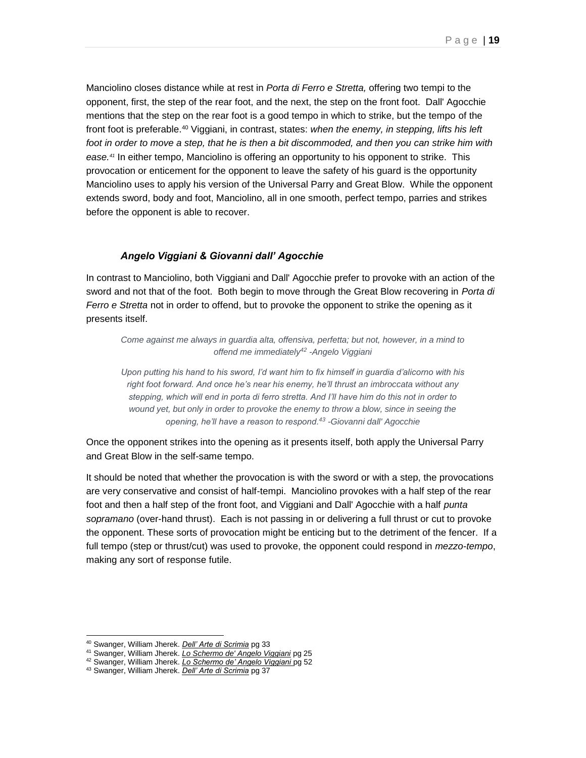Manciolino closes distance while at rest in *Porta di Ferro e Stretta,* offering two tempi to the opponent, first, the step of the rear foot, and the next, the step on the front foot. Dall' Agocchie mentions that the step on the rear foot is a good tempo in which to strike, but the tempo of the front foot is preferable.[40] Viggiani, in contrast, states: *when the enemy, in stepping, lifts his left foot in order to move a step, that he is then a bit discommoded, and then you can strike him with ease.*[41] In either tempo, Manciolino is offering an opportunity to his opponent to strike. This provocation or enticement for the opponent to leave the safety of his guard is the opportunity Manciolino uses to apply his version of the Universal Parry and Great Blow. While the opponent extends sword, body and foot, Manciolino, all in one smooth, perfect tempo, parries and strikes before the opponent is able to recover.

### *Angelo Viggiani & Giovanni dall' Agocchie*

In contrast to Manciolino, both Viggiani and Dall' Agocchie prefer to provoke with an action of the sword and not that of the foot. Both begin to move through the Great Blow recovering in *Porta di Ferro e Stretta* not in order to offend, but to provoke the opponent to strike the opening as it presents itself.

> *Come against me always in guardia alta, offensiva, perfetta; but not, however, in a mind to offend me immediately*[42] *-Angelo Viggiani*

> *Upon putting his hand to his sword, I'd want him to fix himself in guardia d'alicorno with his right foot forward. And once he's near his enemy, he'll thrust an imbroccata without any stepping, which will end in porta di ferro stretta. And I'll have him do this not in order to wound yet, but only in order to provoke the enemy to throw a blow, since in seeing the opening, he'll have a reason to respond.*[43] *-Giovanni dall' Agocchie*

Once the opponent strikes into the opening as it presents itself, both apply the Universal Parry and Great Blow in the self-same tempo.

It should be noted that whether the provocation is with the sword or with a step, the provocations are very conservative and consist of half-tempi. Manciolino provokes with a half step of the rear foot and then a half step of the front foot, and Viggiani and Dall' Agocchie with a half *punta sopramano* (over-hand thrust). Each is not passing in or delivering a full thrust or cut to provoke the opponent. These sorts of provocation might be enticing but to the detriment of the fencer. If a full tempo (step or thrust/cut) was used to provoke, the opponent could respond in *mezzo-tempo*, making any sort of response futile.

---

[40] Swanger, William Jherek. *Dell' Arte di Scrimia* pg 33

[41] Swanger, William Jherek. *Lo Schermo de' Angelo Viggiani* pg 25

[42] Swanger, William Jherek. *Lo Schermo de' Angelo Viggiani* pg 52

[43] Swanger, William Jherek. *Dell' Arte di Scrimia* pg 37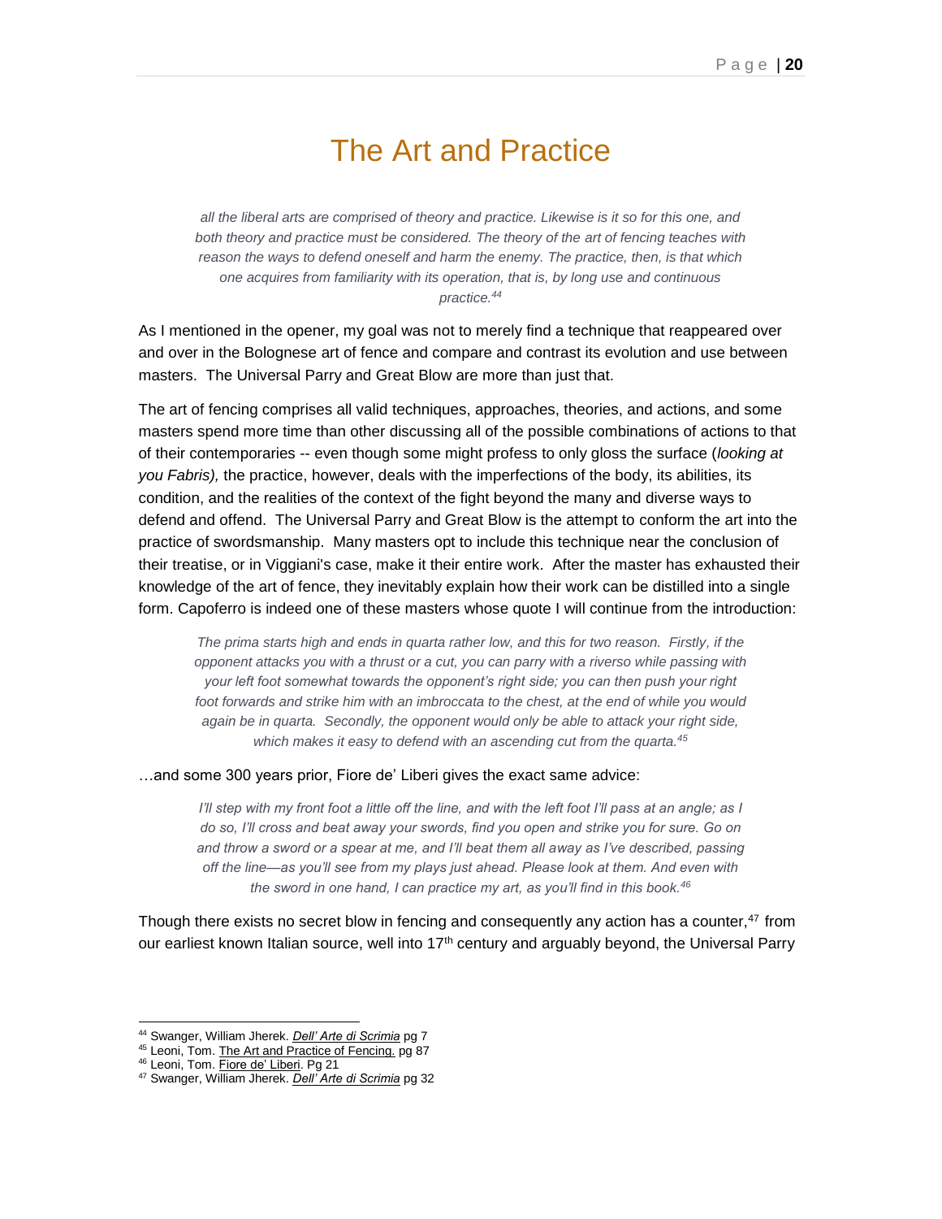# The Art and Practice

> *all the liberal arts are comprised of theory and practice. Likewise is it so for this one, and both theory and practice must be considered. The theory of the art of fencing teaches with reason the ways to defend oneself and harm the enemy. The practice, then, is that which one acquires from familiarity with its operation, that is, by long use and continuous practice.*[44]

As I mentioned in the opener, my goal was not to merely find a technique that reappeared over and over in the Bolognese art of fence and compare and contrast its evolution and use between masters. The Universal Parry and Great Blow are more than just that.

The art of fencing comprises all valid techniques, approaches, theories, and actions, and some masters spend more time than other discussing all of the possible combinations of actions to that of their contemporaries -- even though some might profess to only gloss the surface (*looking at you Fabris),* the practice, however, deals with the imperfections of the body, its abilities, its condition, and the realities of the context of the fight beyond the many and diverse ways to defend and offend. The Universal Parry and Great Blow is the attempt to conform the art into the practice of swordsmanship. Many masters opt to include this technique near the conclusion of their treatise, or in Viggiani's case, make it their entire work. After the master has exhausted their knowledge of the art of fence, they inevitably explain how their work can be distilled into a single form. Capoferro is indeed one of these masters whose quote I will continue from the introduction:

> *The prima starts high and ends in quarta rather low, and this for two reason. Firstly, if the opponent attacks you with a thrust or a cut, you can parry with a riverso while passing with your left foot somewhat towards the opponent's right side; you can then push your right foot forwards and strike him with an imbroccata to the chest, at the end of while you would again be in quarta. Secondly, the opponent would only be able to attack your right side, which makes it easy to defend with an ascending cut from the quarta.*[45]

…and some 300 years prior, Fiore de' Liberi gives the exact same advice:

> *I'll step with my front foot a little off the line, and with the left foot I'll pass at an angle; as I do so, I'll cross and beat away your swords, find you open and strike you for sure. Go on and throw a sword or a spear at me, and I'll beat them all away as I've described, passing off the line—as you'll see from my plays just ahead. Please look at them. And even with the sword in one hand, I can practice my art, as you'll find in this book.*[46]

Though there exists no secret blow in fencing and consequently any action has a counter,[47] from our earliest known Italian source, well into 17th century and arguably beyond, the Universal Parry

---

[44] Swanger, William Jherek. *Dell' Arte di Scrimia* pg 7
[45] Leoni, Tom. The Art and Practice of Fencing. pg 87
[46] Leoni, Tom. Fiore de' Liberi. Pg 21
[47] Swanger, William Jherek. *Dell' Arte di Scrimia* pg 32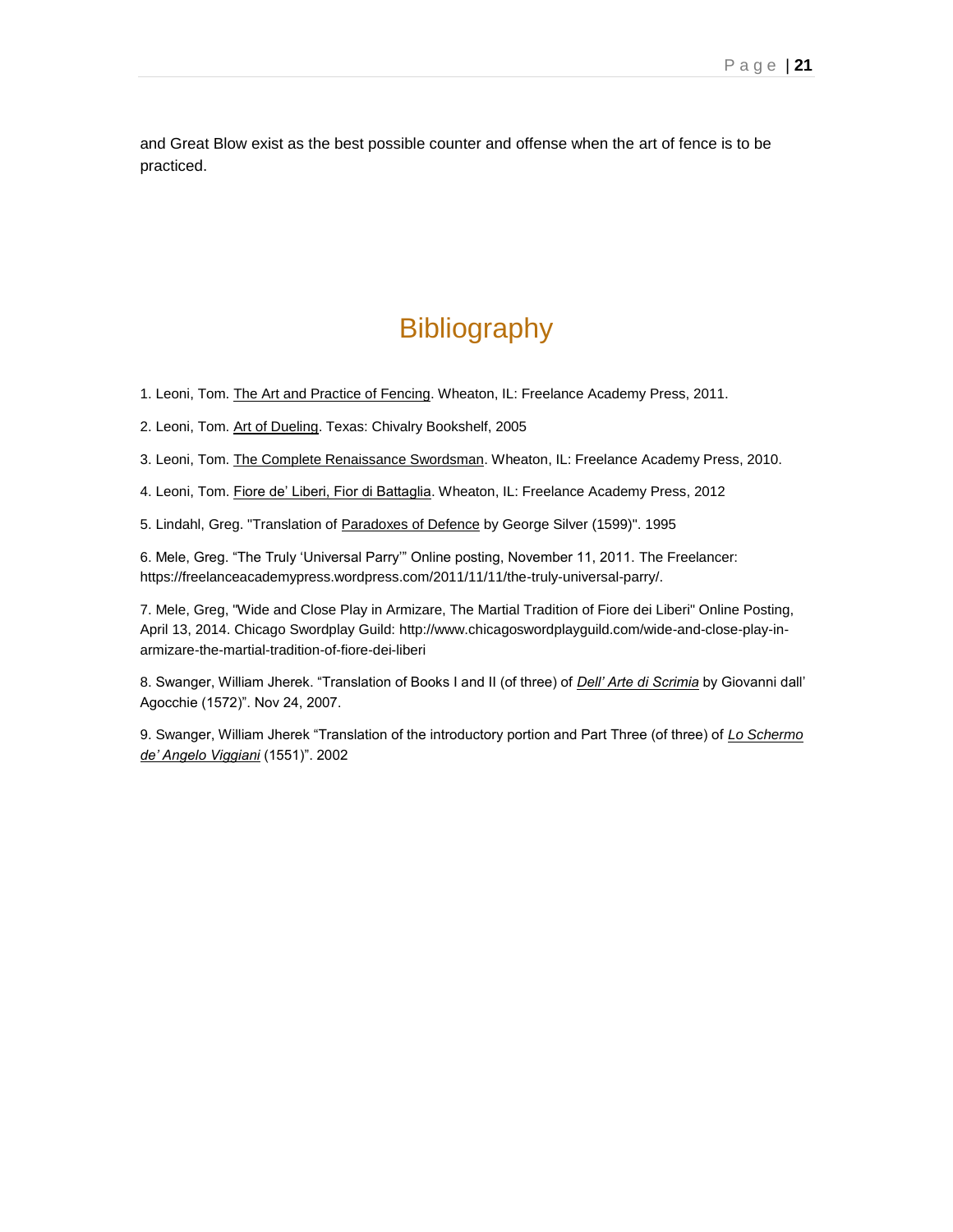and Great Blow exist as the best possible counter and offense when the art of fence is to be practiced.

# Bibliography

1. Leoni, Tom. The Art and Practice of Fencing. Wheaton, IL: Freelance Academy Press, 2011.

2. Leoni, Tom. Art of Dueling. Texas: Chivalry Bookshelf, 2005

3. Leoni, Tom. The Complete Renaissance Swordsman. Wheaton, IL: Freelance Academy Press, 2010.

4. Leoni, Tom. Fiore de' Liberi, Fior di Battaglia. Wheaton, IL: Freelance Academy Press, 2012

5. Lindahl, Greg. "Translation of Paradoxes of Defence by George Silver (1599)". 1995

6. Mele, Greg. "The Truly 'Universal Parry'" Online posting, November 11, 2011. The Freelancer: https://freelanceacademypress.wordpress.com/2011/11/11/the-truly-universal-parry/.

7. Mele, Greg, "Wide and Close Play in Armizare, The Martial Tradition of Fiore dei Liberi" Online Posting, April 13, 2014. Chicago Swordplay Guild: http://www.chicagoswordplayguild.com/wide-and-close-play-in-armizare-the-martial-tradition-of-fiore-dei-liberi

8. Swanger, William Jherek. "Translation of Books I and II (of three) of *Dell' Arte di Scrimia* by Giovanni dall' Agocchie (1572)". Nov 24, 2007.

9. Swanger, William Jherek "Translation of the introductory portion and Part Three (of three) of *Lo Schermo de' Angelo Viggiani* (1551)". 2002